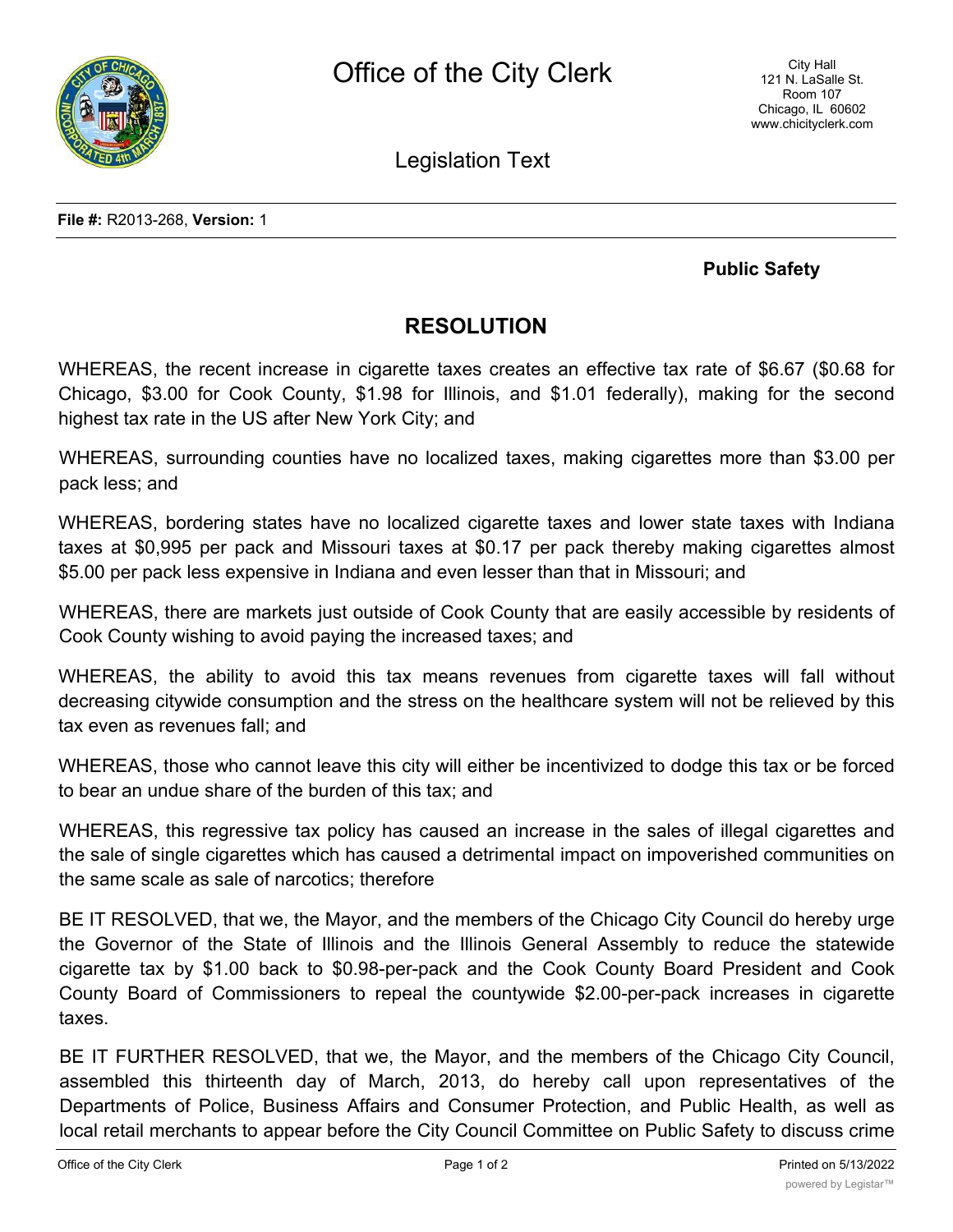# Office of the City Clerk

City Hall
121 N. LaSalle St.
Room 107
Chicago, IL 60602
www.chicityclerk.com

## Legislation Text

**File #:** R2013-268, **Version:** 1

**Public Safety**

## RESOLUTION

WHEREAS, the recent increase in cigarette taxes creates an effective tax rate of $6.67 ($0.68 for Chicago, $3.00 for Cook County, $1.98 for Illinois, and $1.01 federally), making for the second highest tax rate in the US after New York City; and

WHEREAS, surrounding counties have no localized taxes, making cigarettes more than $3.00 per pack less; and

WHEREAS, bordering states have no localized cigarette taxes and lower state taxes with Indiana taxes at $0,995 per pack and Missouri taxes at $0.17 per pack thereby making cigarettes almost $5.00 per pack less expensive in Indiana and even lesser than that in Missouri; and

WHEREAS, there are markets just outside of Cook County that are easily accessible by residents of Cook County wishing to avoid paying the increased taxes; and

WHEREAS, the ability to avoid this tax means revenues from cigarette taxes will fall without decreasing citywide consumption and the stress on the healthcare system will not be relieved by this tax even as revenues fall; and

WHEREAS, those who cannot leave this city will either be incentivized to dodge this tax or be forced to bear an undue share of the burden of this tax; and

WHEREAS, this regressive tax policy has caused an increase in the sales of illegal cigarettes and the sale of single cigarettes which has caused a detrimental impact on impoverished communities on the same scale as sale of narcotics; therefore

BE IT RESOLVED, that we, the Mayor, and the members of the Chicago City Council do hereby urge the Governor of the State of Illinois and the Illinois General Assembly to reduce the statewide cigarette tax by $1.00 back to $0.98-per-pack and the Cook County Board President and Cook County Board of Commissioners to repeal the countywide $2.00-per-pack increases in cigarette taxes.

BE IT FURTHER RESOLVED, that we, the Mayor, and the members of the Chicago City Council, assembled this thirteenth day of March, 2013, do hereby call upon representatives of the Departments of Police, Business Affairs and Consumer Protection, and Public Health, as well as local retail merchants to appear before the City Council Committee on Public Safety to discuss crime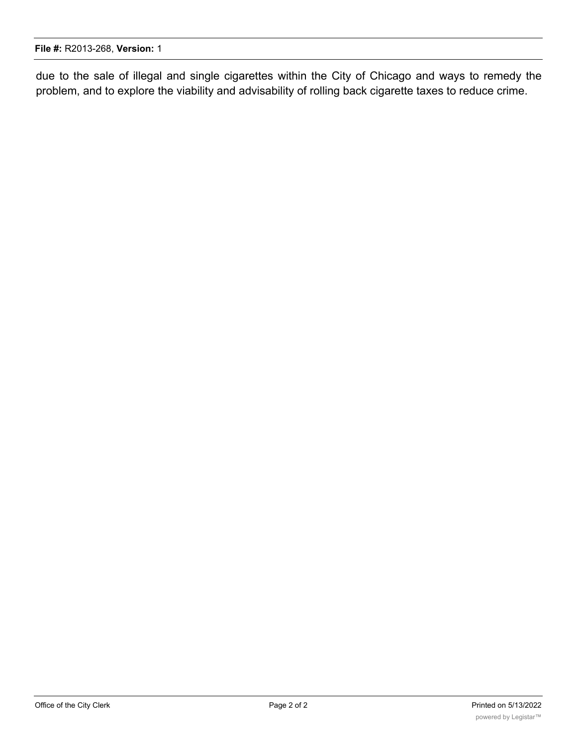due to the sale of illegal and single cigarettes within the City of Chicago and ways to remedy the problem, and to explore the viability and advisability of rolling back cigarette taxes to reduce crime.